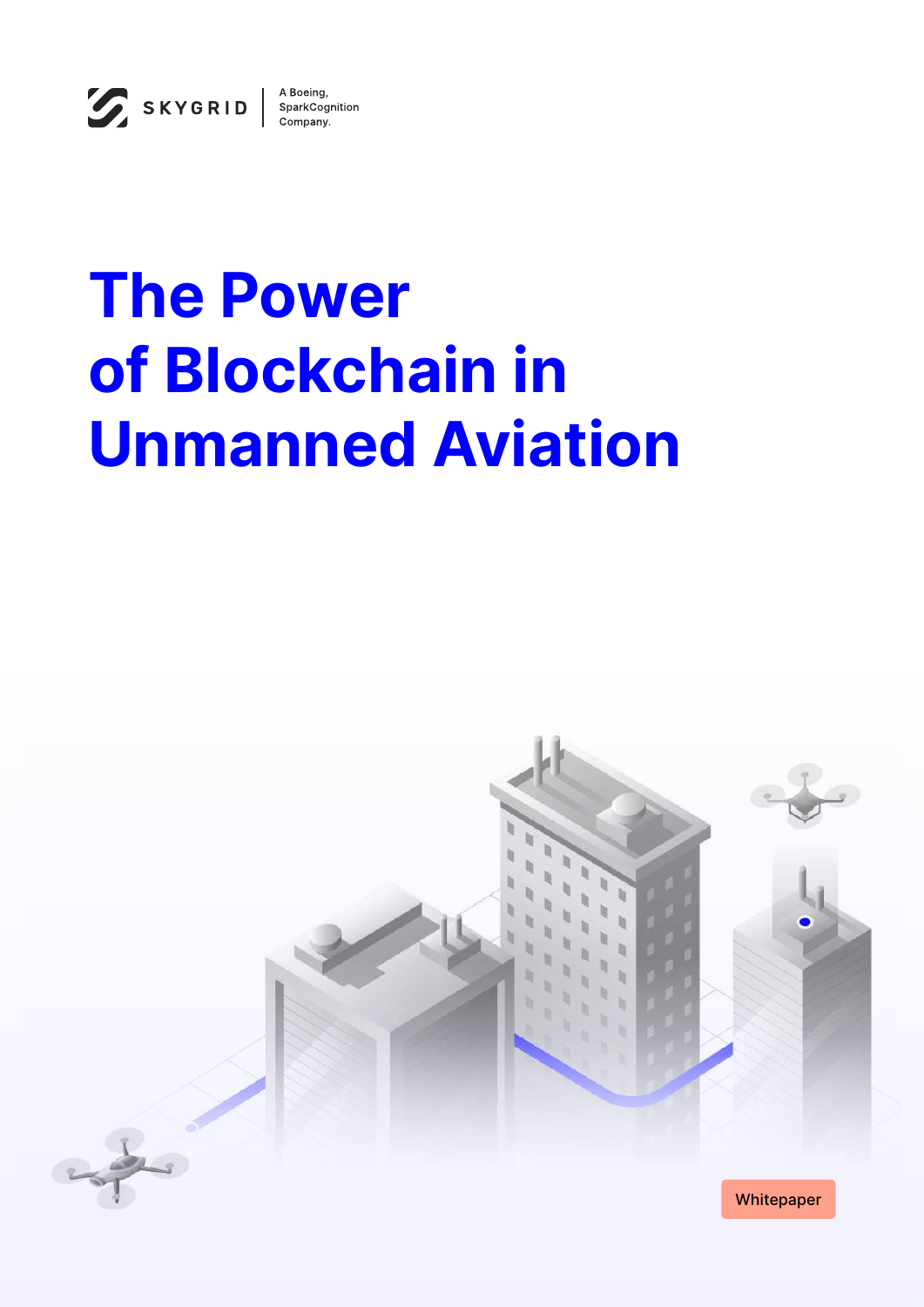SKYGRID | A Boeing, SparkCognition Company.

# The Power of Blockchain in Unmanned Aviation

Whitepaper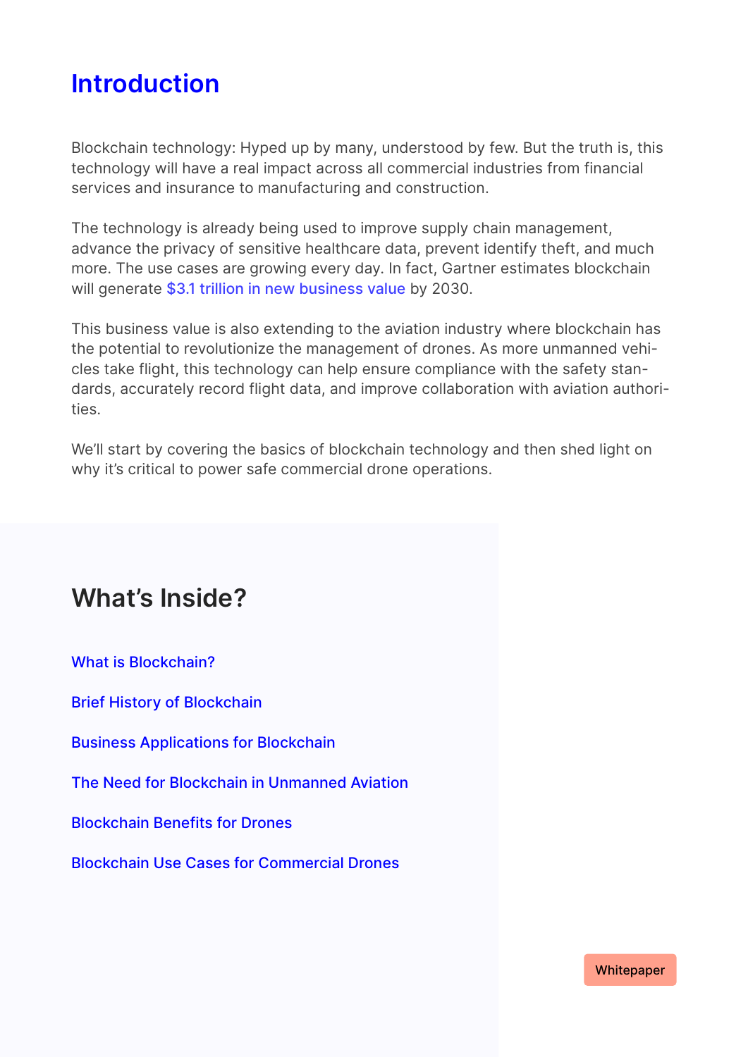# Introduction

Blockchain technology: Hyped up by many, understood by few. But the truth is, this technology will have a real impact across all commercial industries from financial services and insurance to manufacturing and construction.

The technology is already being used to improve supply chain management, advance the privacy of sensitive healthcare data, prevent identify theft, and much more. The use cases are growing every day. In fact, Gartner estimates blockchain will generate $3.1 trillion in new business value by 2030.

This business value is also extending to the aviation industry where blockchain has the potential to revolutionize the management of drones. As more unmanned vehicles take flight, this technology can help ensure compliance with the safety standards, accurately record flight data, and improve collaboration with aviation authorities.

We'll start by covering the basics of blockchain technology and then shed light on why it's critical to power safe commercial drone operations.

## What's Inside?

- What is Blockchain?
- Brief History of Blockchain
- Business Applications for Blockchain
- The Need for Blockchain in Unmanned Aviation
- Blockchain Benefits for Drones
- Blockchain Use Cases for Commercial Drones

Whitepaper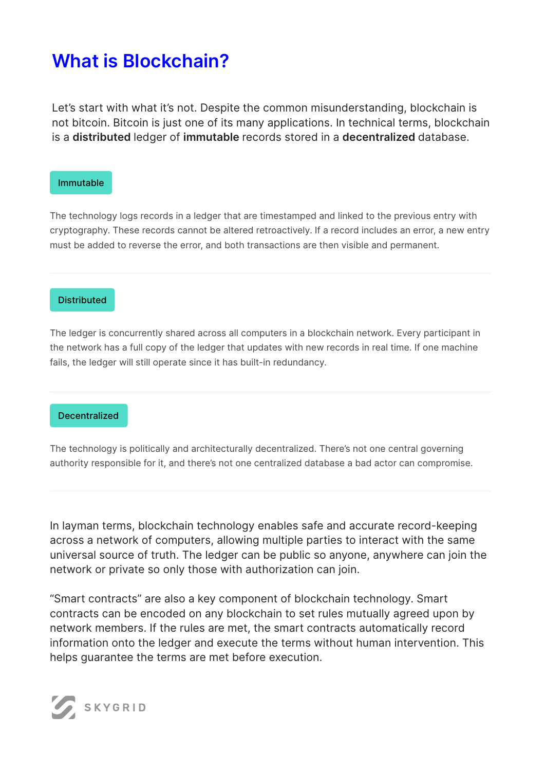# What is Blockchain?

Let's start with what it's not. Despite the common misunderstanding, blockchain is not bitcoin. Bitcoin is just one of its many applications. In technical terms, blockchain is a **distributed** ledger of **immutable** records stored in a **decentralized** database.

### Immutable

The technology logs records in a ledger that are timestamped and linked to the previous entry with cryptography. These records cannot be altered retroactively. If a record includes an error, a new entry must be added to reverse the error, and both transactions are then visible and permanent.

---

### Distributed

The ledger is concurrently shared across all computers in a blockchain network. Every participant in the network has a full copy of the ledger that updates with new records in real time. If one machine fails, the ledger will still operate since it has built-in redundancy.

---

### Decentralized

The technology is politically and architecturally decentralized. There's not one central governing authority responsible for it, and there's not one centralized database a bad actor can compromise.

---

In layman terms, blockchain technology enables safe and accurate record-keeping across a network of computers, allowing multiple parties to interact with the same universal source of truth. The ledger can be public so anyone, anywhere can join the network or private so only those with authorization can join.

"Smart contracts" are also a key component of blockchain technology. Smart contracts can be encoded on any blockchain to set rules mutually agreed upon by network members. If the rules are met, the smart contracts automatically record information onto the ledger and execute the terms without human intervention. This helps guarantee the terms are met before execution.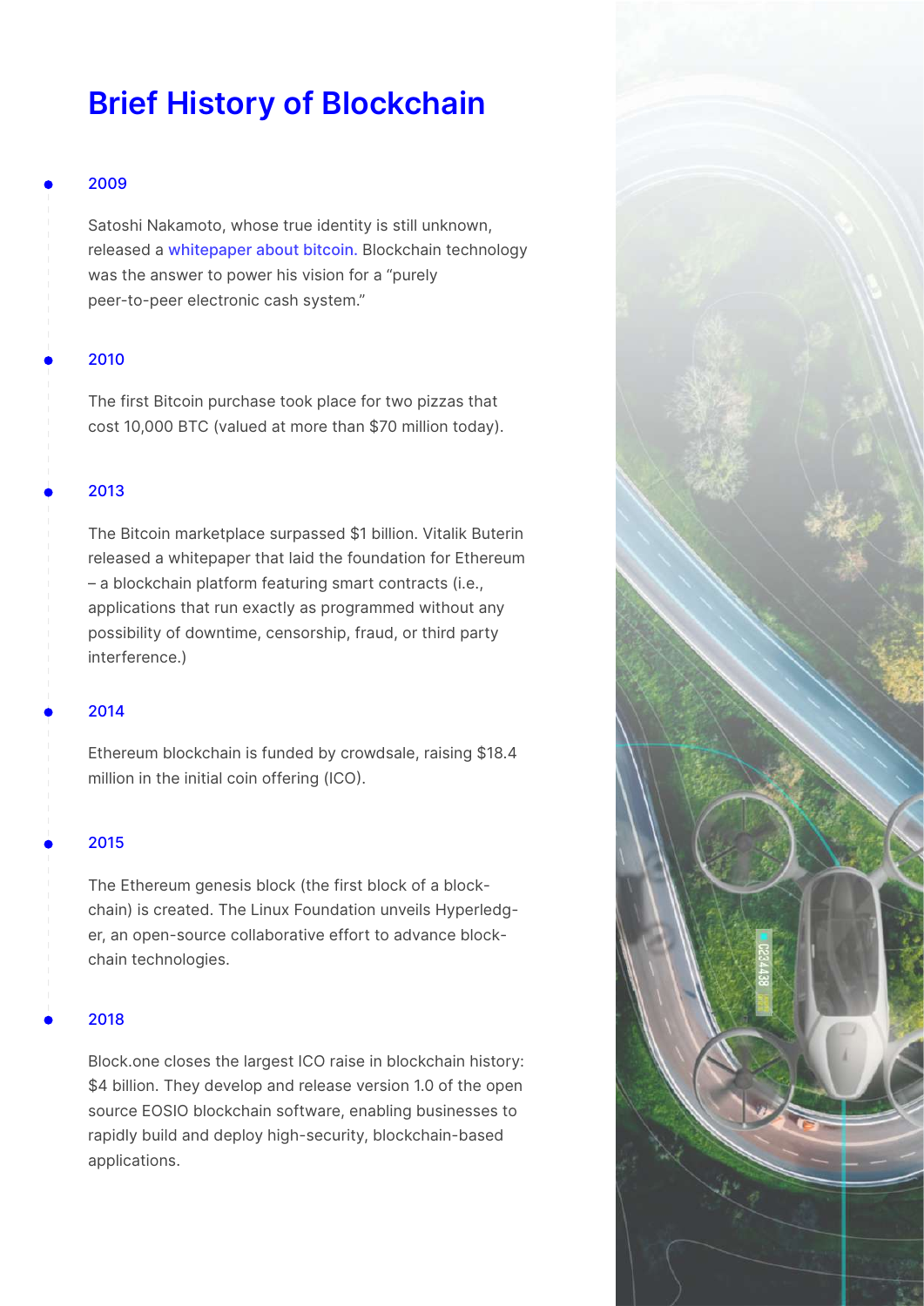# Brief History of Blockchain

### 2009

Satoshi Nakamoto, whose true identity is still unknown, released a whitepaper about bitcoin. Blockchain technology was the answer to power his vision for a "purely peer-to-peer electronic cash system."

### 2010

The first Bitcoin purchase took place for two pizzas that cost 10,000 BTC (valued at more than $70 million today).

### 2013

The Bitcoin marketplace surpassed $1 billion. Vitalik Buterin released a whitepaper that laid the foundation for Ethereum – a blockchain platform featuring smart contracts (i.e., applications that run exactly as programmed without any possibility of downtime, censorship, fraud, or third party interference.)

### 2014

Ethereum blockchain is funded by crowdsale, raising $18.4 million in the initial coin offering (ICO).

### 2015

The Ethereum genesis block (the first block of a blockchain) is created. The Linux Foundation unveils Hyperledger, an open-source collaborative effort to advance blockchain technologies.

### 2018

Block.one closes the largest ICO raise in blockchain history: $4 billion. They develop and release version 1.0 of the open source EOSIO blockchain software, enabling businesses to rapidly build and deploy high-security, blockchain-based applications.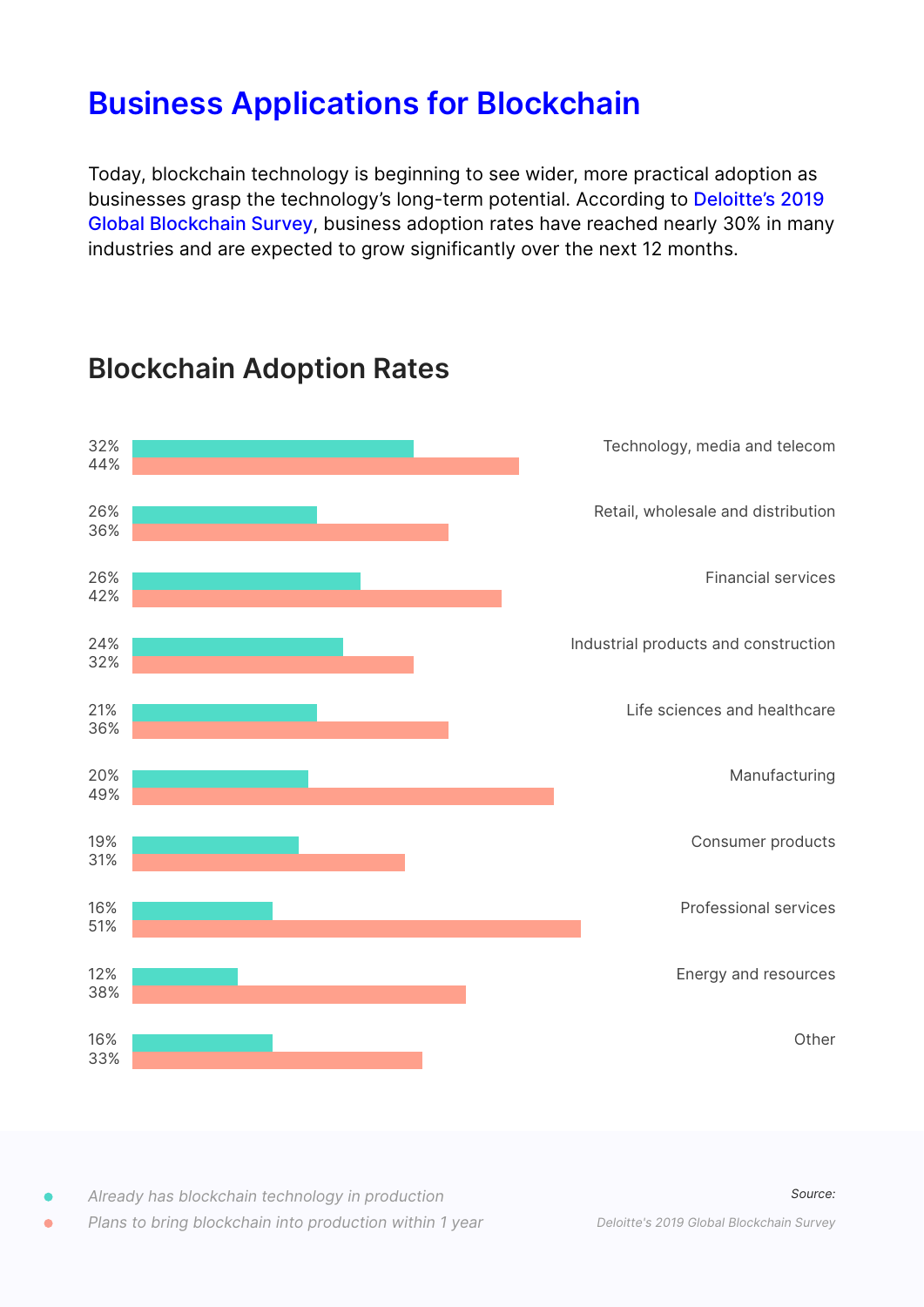# Business Applications for Blockchain

Today, blockchain technology is beginning to see wider, more practical adoption as businesses grasp the technology's long-term potential. According to Deloitte's 2019 Global Blockchain Survey, business adoption rates have reached nearly 30% in many industries and are expected to grow significantly over the next 12 months.

## Blockchain Adoption Rates

| Industry | Already has blockchain technology in production | Plans to bring blockchain into production within 1 year |
|---|---|---|
| Technology, media and telecom | 32% | 44% |
| Retail, wholesale and distribution | 26% | 36% |
| Financial services | 26% | 42% |
| Industrial products and construction | 24% | 32% |
| Life sciences and healthcare | 21% | 36% |
| Manufacturing | 20% | 49% |
| Consumer products | 19% | 31% |
| Professional services | 16% | 51% |
| Energy and resources | 12% | 38% |
| Other | 16% | 33% |

*Source:*

*Deloitte's 2019 Global Blockchain Survey*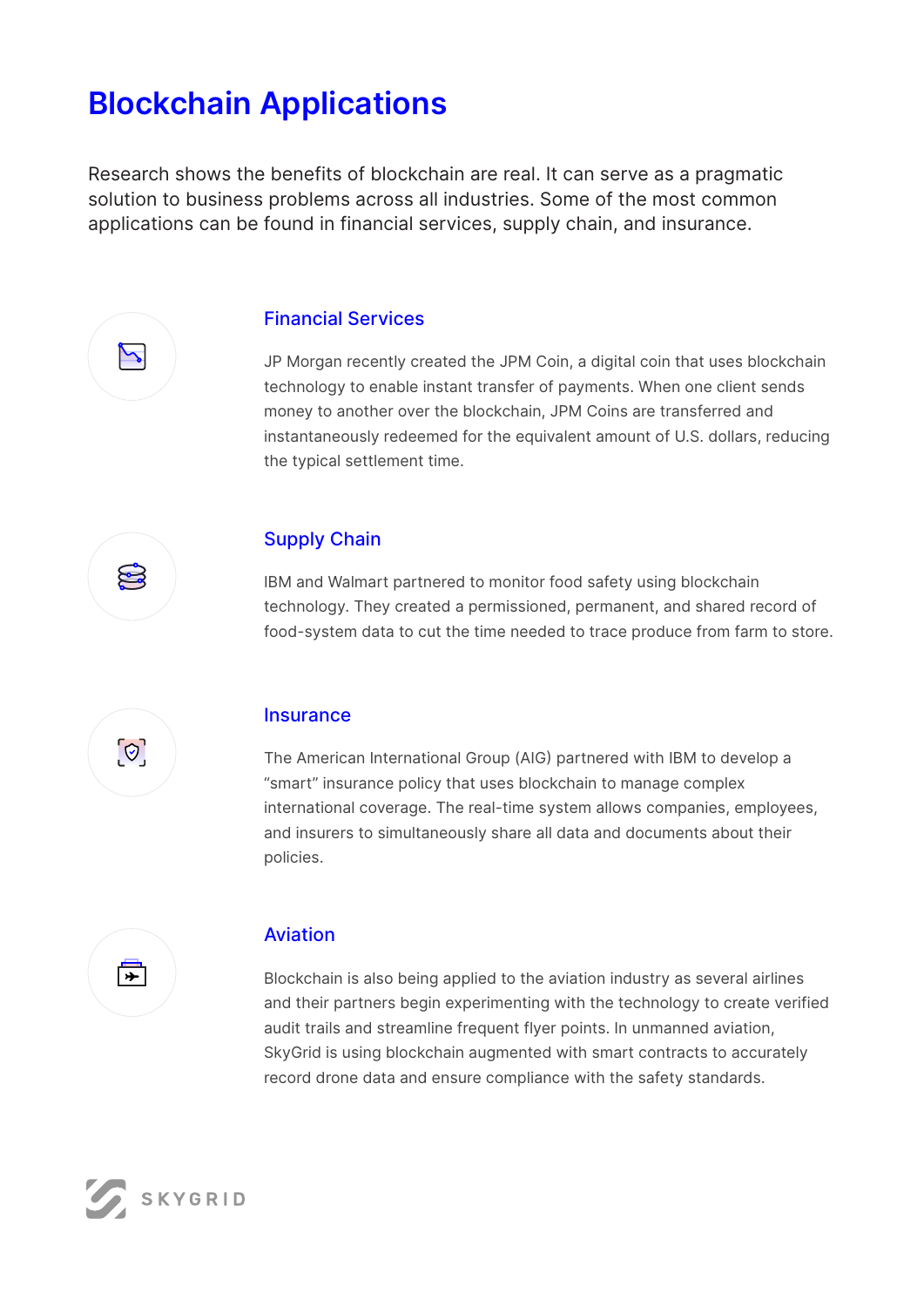# Blockchain Applications

Research shows the benefits of blockchain are real. It can serve as a pragmatic solution to business problems across all industries. Some of the most common applications can be found in financial services, supply chain, and insurance.

## Financial Services

JP Morgan recently created the JPM Coin, a digital coin that uses blockchain technology to enable instant transfer of payments. When one client sends money to another over the blockchain, JPM Coins are transferred and instantaneously redeemed for the equivalent amount of U.S. dollars, reducing the typical settlement time.

## Supply Chain

IBM and Walmart partnered to monitor food safety using blockchain technology. They created a permissioned, permanent, and shared record of food-system data to cut the time needed to trace produce from farm to store.

## Insurance

The American International Group (AIG) partnered with IBM to develop a "smart" insurance policy that uses blockchain to manage complex international coverage. The real-time system allows companies, employees, and insurers to simultaneously share all data and documents about their policies.

## Aviation

Blockchain is also being applied to the aviation industry as several airlines and their partners begin experimenting with the technology to create verified audit trails and streamline frequent flyer points. In unmanned aviation, SkyGrid is using blockchain augmented with smart contracts to accurately record drone data and ensure compliance with the safety standards.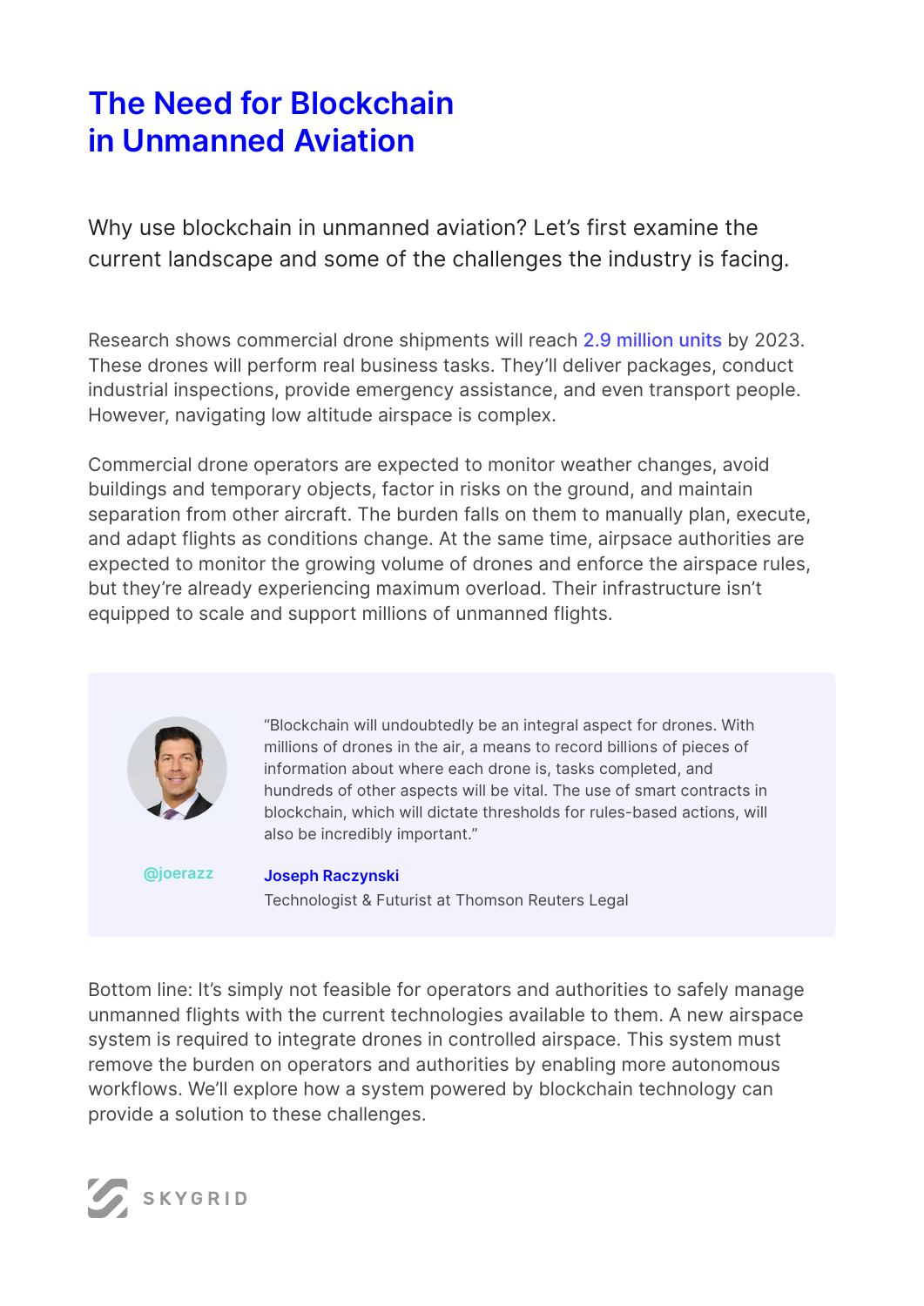# The Need for Blockchain in Unmanned Aviation

Why use blockchain in unmanned aviation? Let's first examine the current landscape and some of the challenges the industry is facing.

Research shows commercial drone shipments will reach 2.9 million units by 2023. These drones will perform real business tasks. They'll deliver packages, conduct industrial inspections, provide emergency assistance, and even transport people. However, navigating low altitude airspace is complex.

Commercial drone operators are expected to monitor weather changes, avoid buildings and temporary objects, factor in risks on the ground, and maintain separation from other aircraft. The burden falls on them to manually plan, execute, and adapt flights as conditions change. At the same time, airpsace authorities are expected to monitor the growing volume of drones and enforce the airspace rules, but they're already experiencing maximum overload. Their infrastructure isn't equipped to scale and support millions of unmanned flights.

> "Blockchain will undoubtedly be an integral aspect for drones. With millions of drones in the air, a means to record billions of pieces of information about where each drone is, tasks completed, and hundreds of other aspects will be vital. The use of smart contracts in blockchain, which will dictate thresholds for rules-based actions, will also be incredibly important."
>
> @joerazz
>
> **Joseph Raczynski**
> Technologist & Futurist at Thomson Reuters Legal

Bottom line: It's simply not feasible for operators and authorities to safely manage unmanned flights with the current technologies available to them. A new airspace system is required to integrate drones in controlled airspace. This system must remove the burden on operators and authorities by enabling more autonomous workflows. We'll explore how a system powered by blockchain technology can provide a solution to these challenges.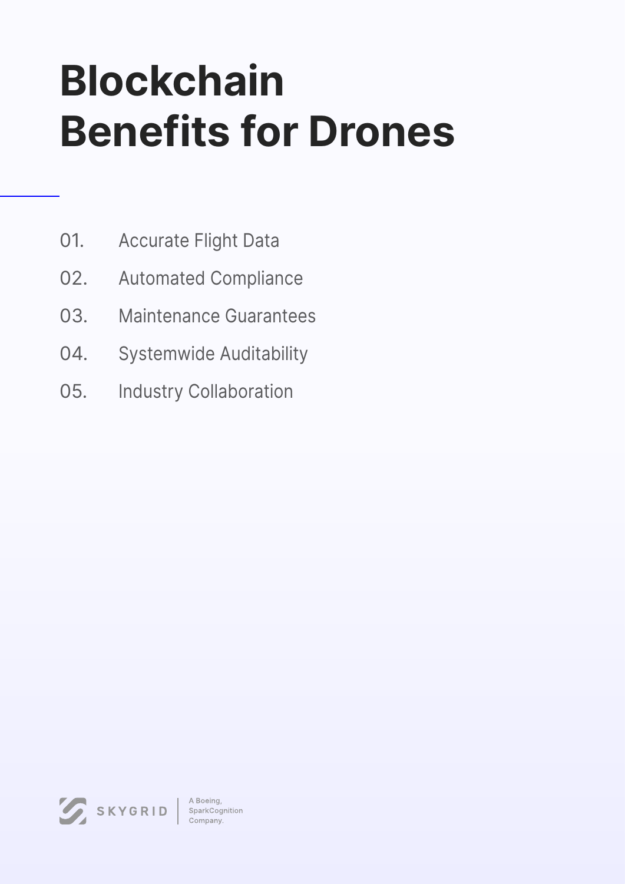# Blockchain Benefits for Drones

01. Accurate Flight Data
02. Automated Compliance
03. Maintenance Guarantees
04. Systemwide Auditability
05. Industry Collaboration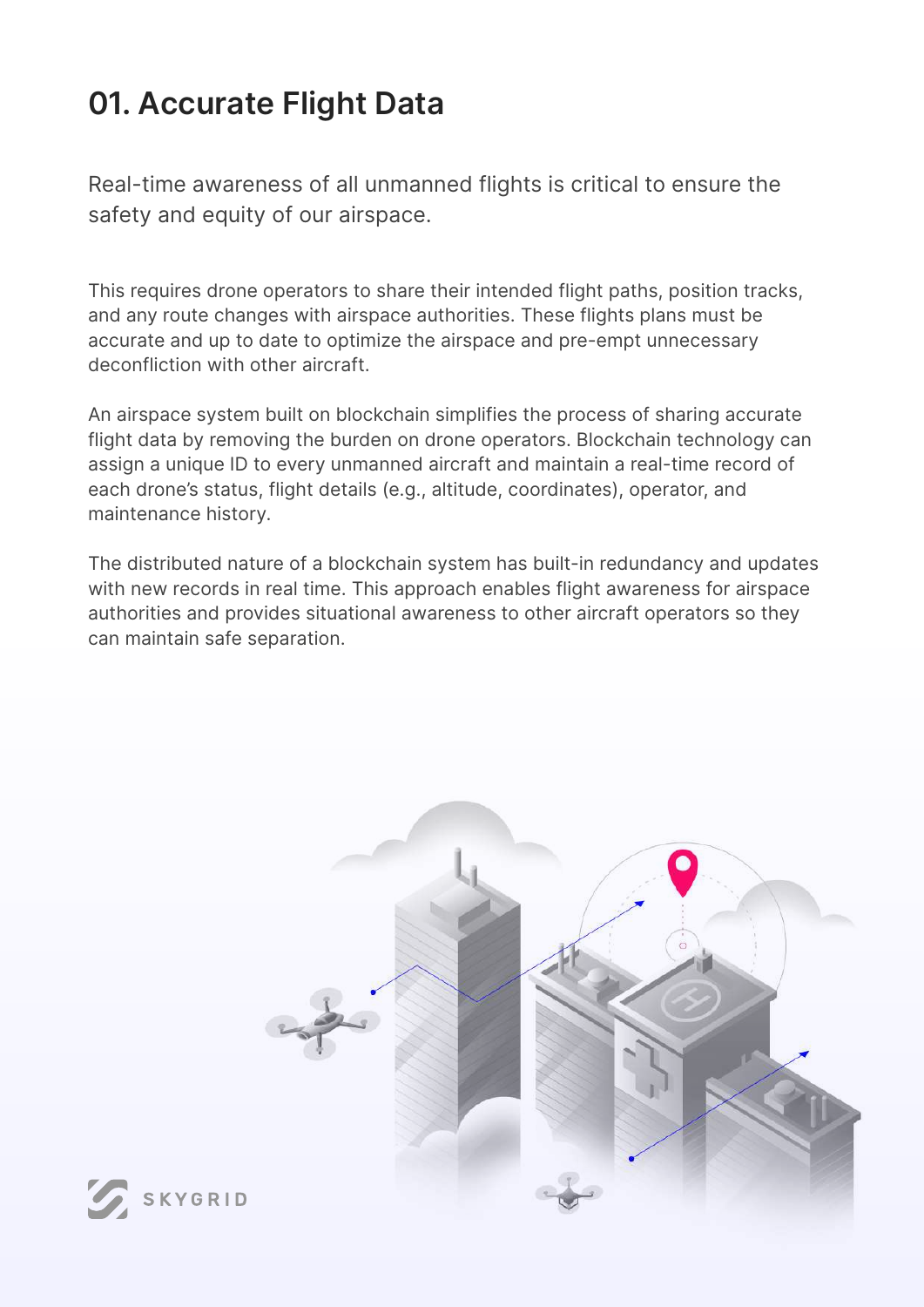# 01. Accurate Flight Data

Real-time awareness of all unmanned flights is critical to ensure the safety and equity of our airspace.

This requires drone operators to share their intended flight paths, position tracks, and any route changes with airspace authorities. These flights plans must be accurate and up to date to optimize the airspace and pre-empt unnecessary deconfliction with other aircraft.

An airspace system built on blockchain simplifies the process of sharing accurate flight data by removing the burden on drone operators. Blockchain technology can assign a unique ID to every unmanned aircraft and maintain a real-time record of each drone's status, flight details (e.g., altitude, coordinates), operator, and maintenance history.

The distributed nature of a blockchain system has built-in redundancy and updates with new records in real time. This approach enables flight awareness for airspace authorities and provides situational awareness to other aircraft operators so they can maintain safe separation.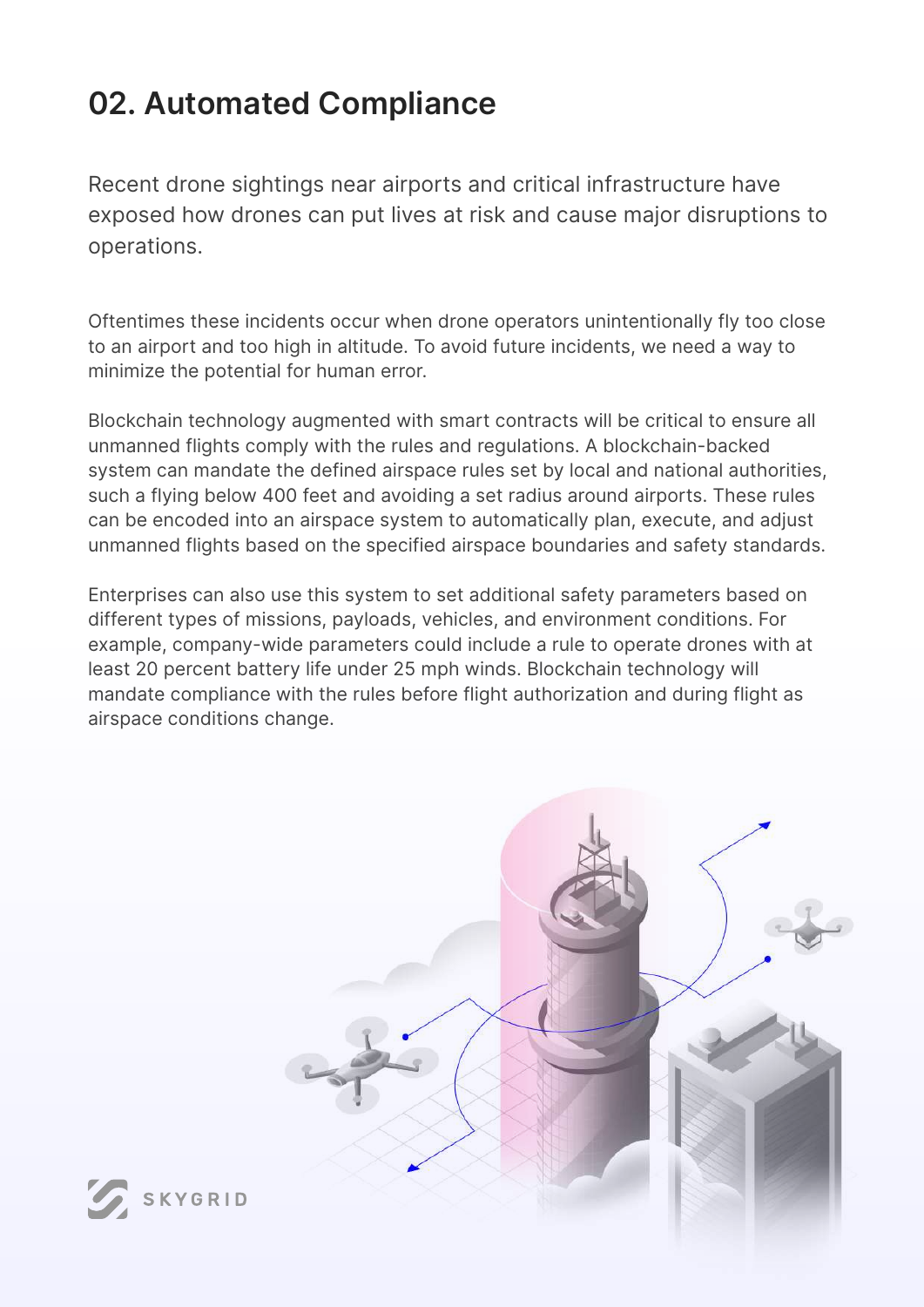## 02. Automated Compliance

Recent drone sightings near airports and critical infrastructure have exposed how drones can put lives at risk and cause major disruptions to operations.

Oftentimes these incidents occur when drone operators unintentionally fly too close to an airport and too high in altitude. To avoid future incidents, we need a way to minimize the potential for human error.

Blockchain technology augmented with smart contracts will be critical to ensure all unmanned flights comply with the rules and regulations. A blockchain-backed system can mandate the defined airspace rules set by local and national authorities, such a flying below 400 feet and avoiding a set radius around airports. These rules can be encoded into an airspace system to automatically plan, execute, and adjust unmanned flights based on the specified airspace boundaries and safety standards.

Enterprises can also use this system to set additional safety parameters based on different types of missions, payloads, vehicles, and environment conditions. For example, company-wide parameters could include a rule to operate drones with at least 20 percent battery life under 25 mph winds. Blockchain technology will mandate compliance with the rules before flight authorization and during flight as airspace conditions change.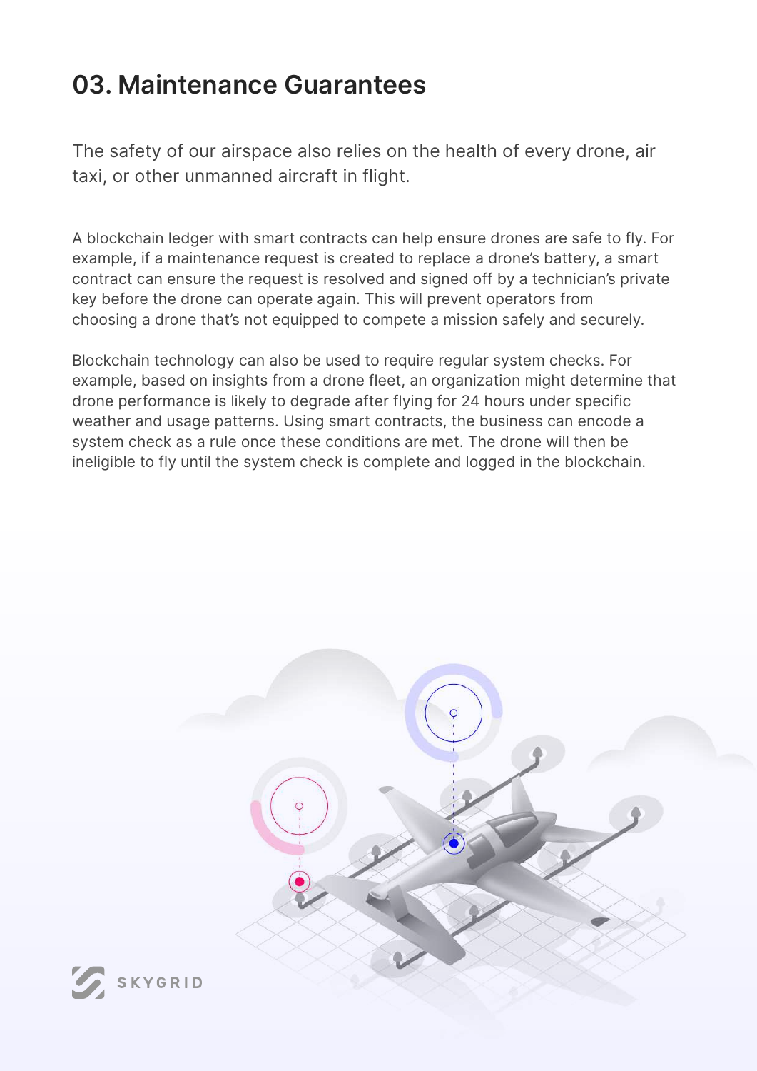## 03. Maintenance Guarantees

The safety of our airspace also relies on the health of every drone, air taxi, or other unmanned aircraft in flight.

A blockchain ledger with smart contracts can help ensure drones are safe to fly. For example, if a maintenance request is created to replace a drone's battery, a smart contract can ensure the request is resolved and signed off by a technician's private key before the drone can operate again. This will prevent operators from choosing a drone that's not equipped to compete a mission safely and securely.

Blockchain technology can also be used to require regular system checks. For example, based on insights from a drone fleet, an organization might determine that drone performance is likely to degrade after flying for 24 hours under specific weather and usage patterns. Using smart contracts, the business can encode a system check as a rule once these conditions are met. The drone will then be ineligible to fly until the system check is complete and logged in the blockchain.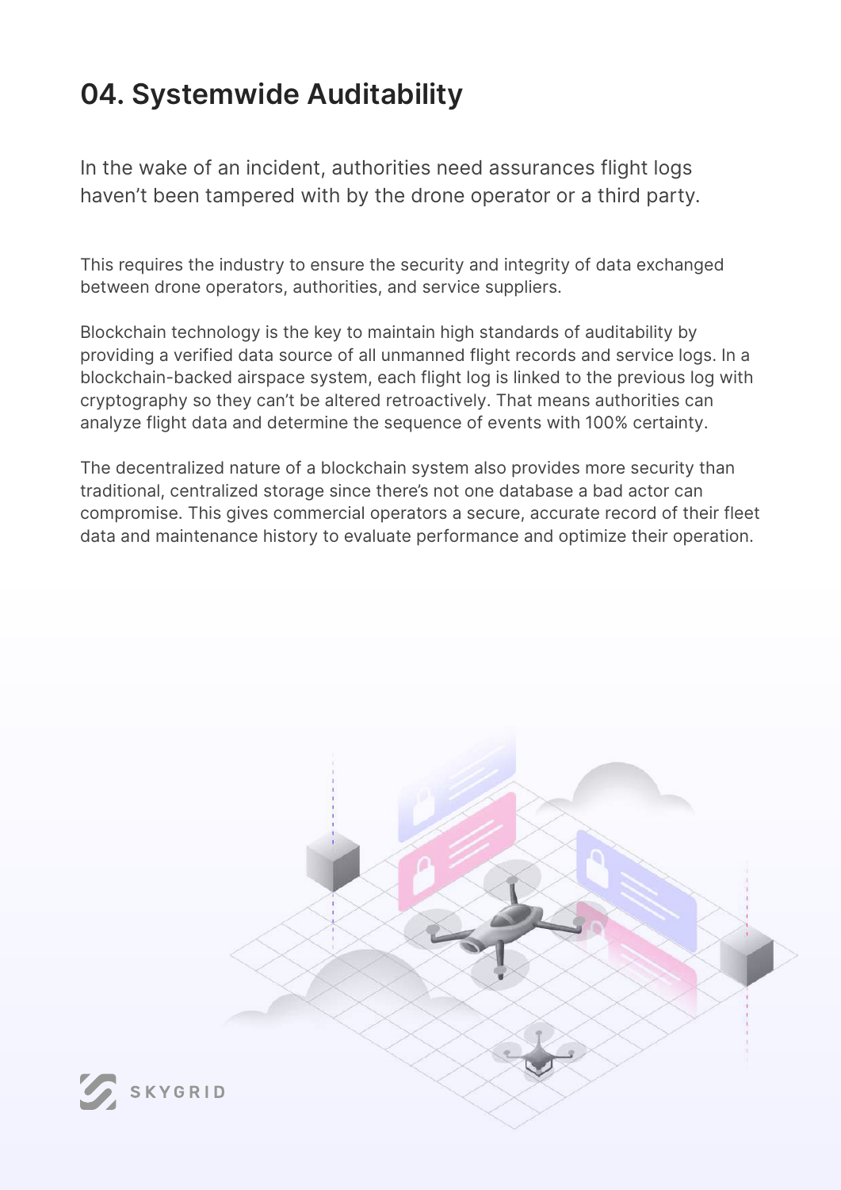## 04. Systemwide Auditability

In the wake of an incident, authorities need assurances flight logs haven't been tampered with by the drone operator or a third party.

This requires the industry to ensure the security and integrity of data exchanged between drone operators, authorities, and service suppliers.

Blockchain technology is the key to maintain high standards of auditability by providing a verified data source of all unmanned flight records and service logs. In a blockchain-backed airspace system, each flight log is linked to the previous log with cryptography so they can't be altered retroactively. That means authorities can analyze flight data and determine the sequence of events with 100% certainty.

The decentralized nature of a blockchain system also provides more security than traditional, centralized storage since there's not one database a bad actor can compromise. This gives commercial operators a secure, accurate record of their fleet data and maintenance history to evaluate performance and optimize their operation.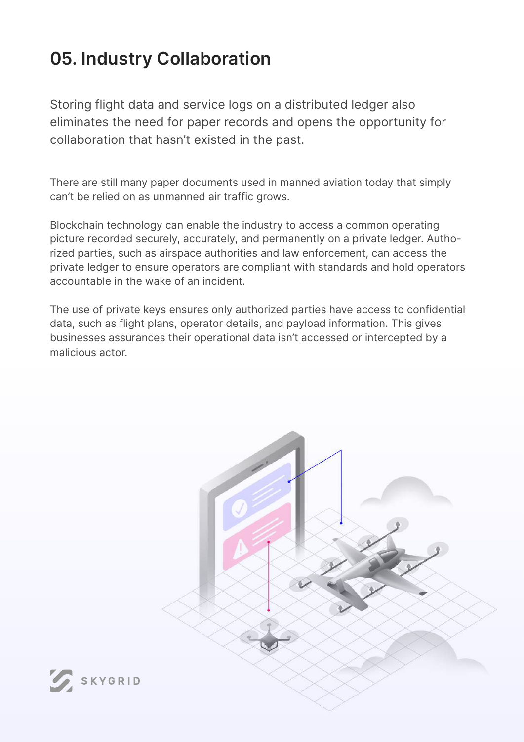## 05. Industry Collaboration

Storing flight data and service logs on a distributed ledger also eliminates the need for paper records and opens the opportunity for collaboration that hasn't existed in the past.

There are still many paper documents used in manned aviation today that simply can't be relied on as unmanned air traffic grows.

Blockchain technology can enable the industry to access a common operating picture recorded securely, accurately, and permanently on a private ledger. Authorized parties, such as airspace authorities and law enforcement, can access the private ledger to ensure operators are compliant with standards and hold operators accountable in the wake of an incident.

The use of private keys ensures only authorized parties have access to confidential data, such as flight plans, operator details, and payload information. This gives businesses assurances their operational data isn't accessed or intercepted by a malicious actor.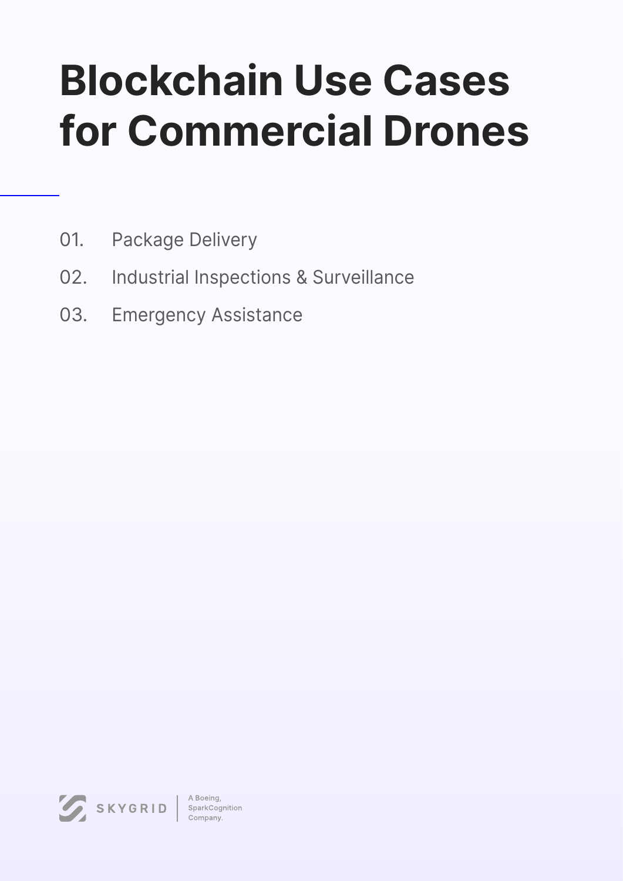# Blockchain Use Cases for Commercial Drones

01. Package Delivery
02. Industrial Inspections & Surveillance
03. Emergency Assistance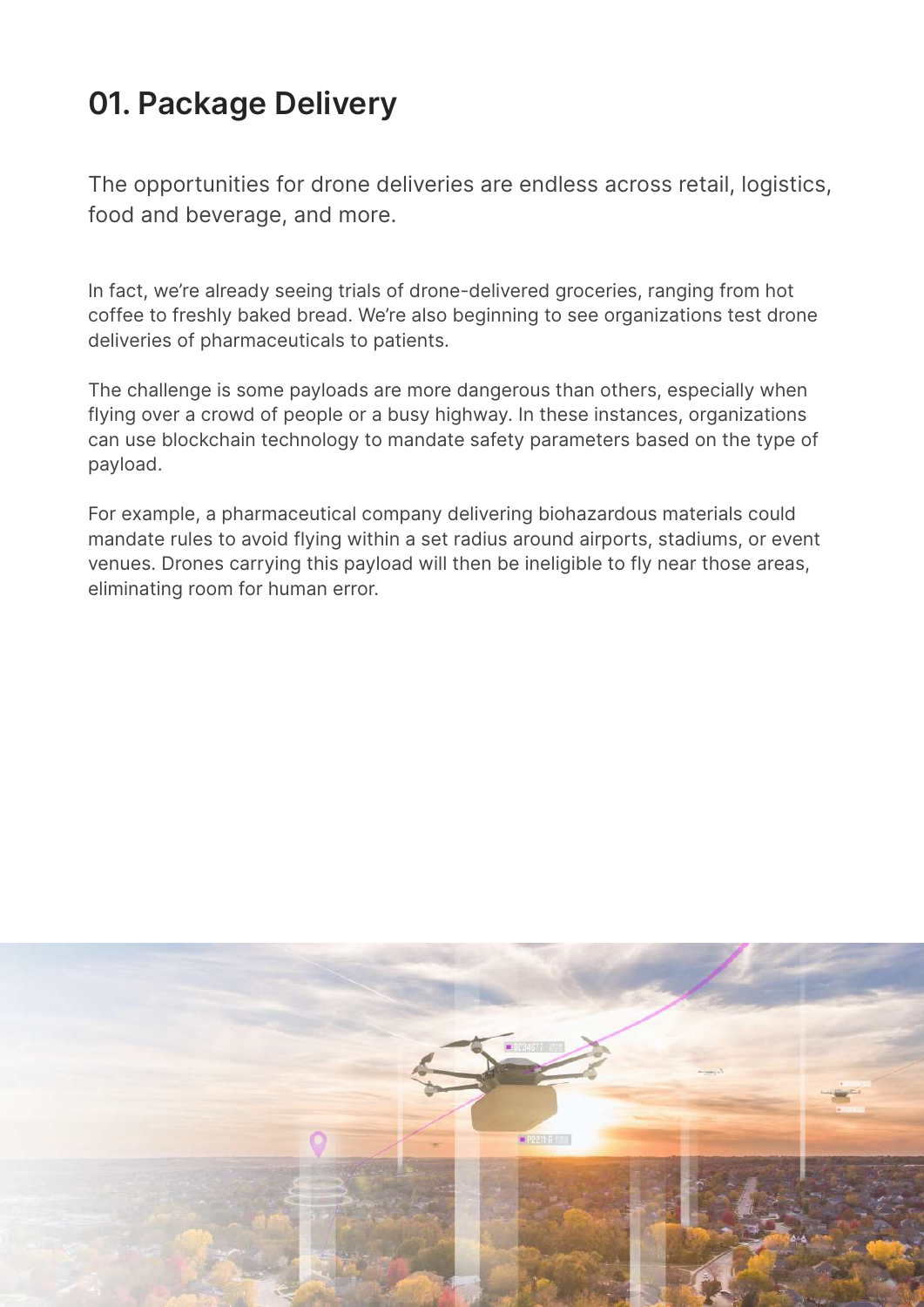## 01. Package Delivery

The opportunities for drone deliveries are endless across retail, logistics, food and beverage, and more.

In fact, we're already seeing trials of drone-delivered groceries, ranging from hot coffee to freshly baked bread. We're also beginning to see organizations test drone deliveries of pharmaceuticals to patients.

The challenge is some payloads are more dangerous than others, especially when flying over a crowd of people or a busy highway. In these instances, organizations can use blockchain technology to mandate safety parameters based on the type of payload.

For example, a pharmaceutical company delivering biohazardous materials could mandate rules to avoid flying within a set radius around airports, stadiums, or event venues. Drones carrying this payload will then be ineligible to fly near those areas, eliminating room for human error.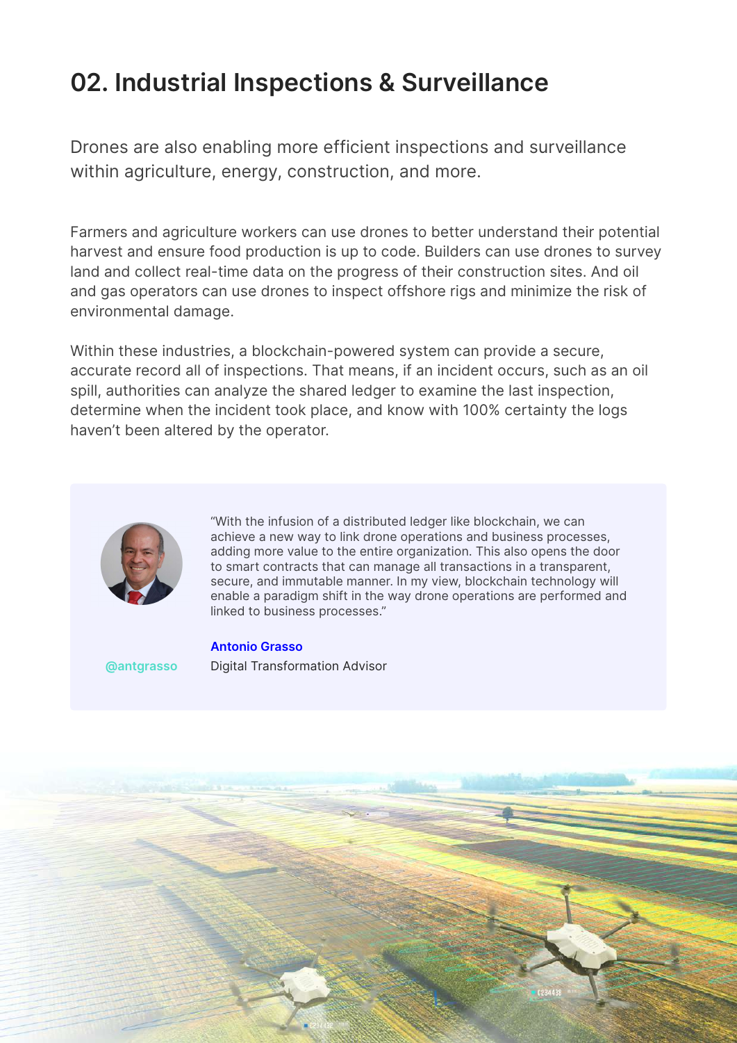## 02. Industrial Inspections & Surveillance

Drones are also enabling more efficient inspections and surveillance within agriculture, energy, construction, and more.

Farmers and agriculture workers can use drones to better understand their potential harvest and ensure food production is up to code. Builders can use drones to survey land and collect real-time data on the progress of their construction sites. And oil and gas operators can use drones to inspect offshore rigs and minimize the risk of environmental damage.

Within these industries, a blockchain-powered system can provide a secure, accurate record all of inspections. That means, if an incident occurs, such as an oil spill, authorities can analyze the shared ledger to examine the last inspection, determine when the incident took place, and know with 100% certainty the logs haven't been altered by the operator.

> "With the infusion of a distributed ledger like blockchain, we can achieve a new way to link drone operations and business processes, adding more value to the entire organization. This also opens the door to smart contracts that can manage all transactions in a transparent, secure, and immutable manner. In my view, blockchain technology will enable a paradigm shift in the way drone operations are performed and linked to business processes."
>
> **Antonio Grasso**
> Digital Transformation Advisor
>
> @antgrasso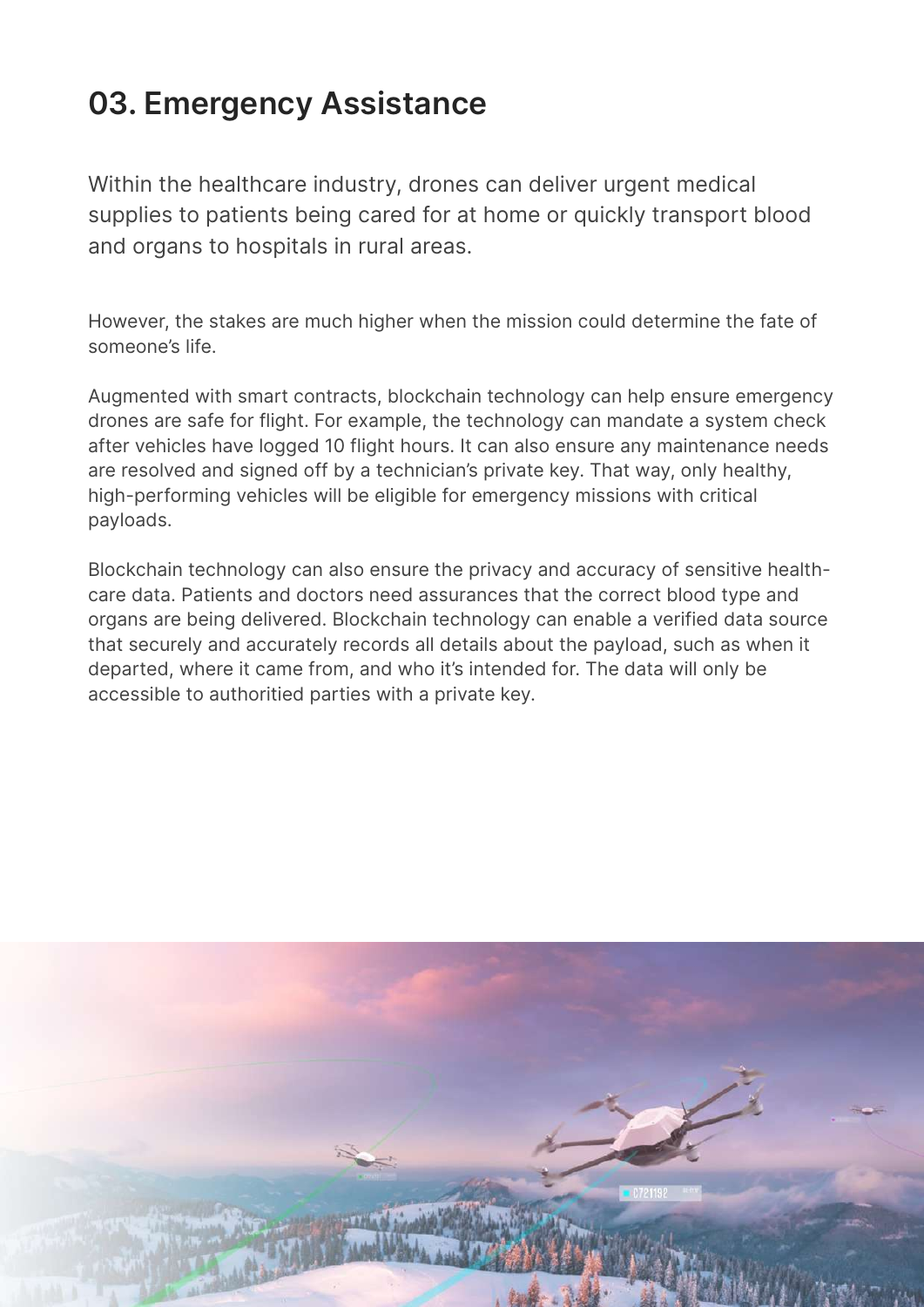## 03. Emergency Assistance

Within the healthcare industry, drones can deliver urgent medical supplies to patients being cared for at home or quickly transport blood and organs to hospitals in rural areas.

However, the stakes are much higher when the mission could determine the fate of someone's life.

Augmented with smart contracts, blockchain technology can help ensure emergency drones are safe for flight. For example, the technology can mandate a system check after vehicles have logged 10 flight hours. It can also ensure any maintenance needs are resolved and signed off by a technician's private key. That way, only healthy, high-performing vehicles will be eligible for emergency missions with critical payloads.

Blockchain technology can also ensure the privacy and accuracy of sensitive health-care data. Patients and doctors need assurances that the correct blood type and organs are being delivered. Blockchain technology can enable a verified data source that securely and accurately records all details about the payload, such as when it departed, where it came from, and who it's intended for. The data will only be accessible to authoritied parties with a private key.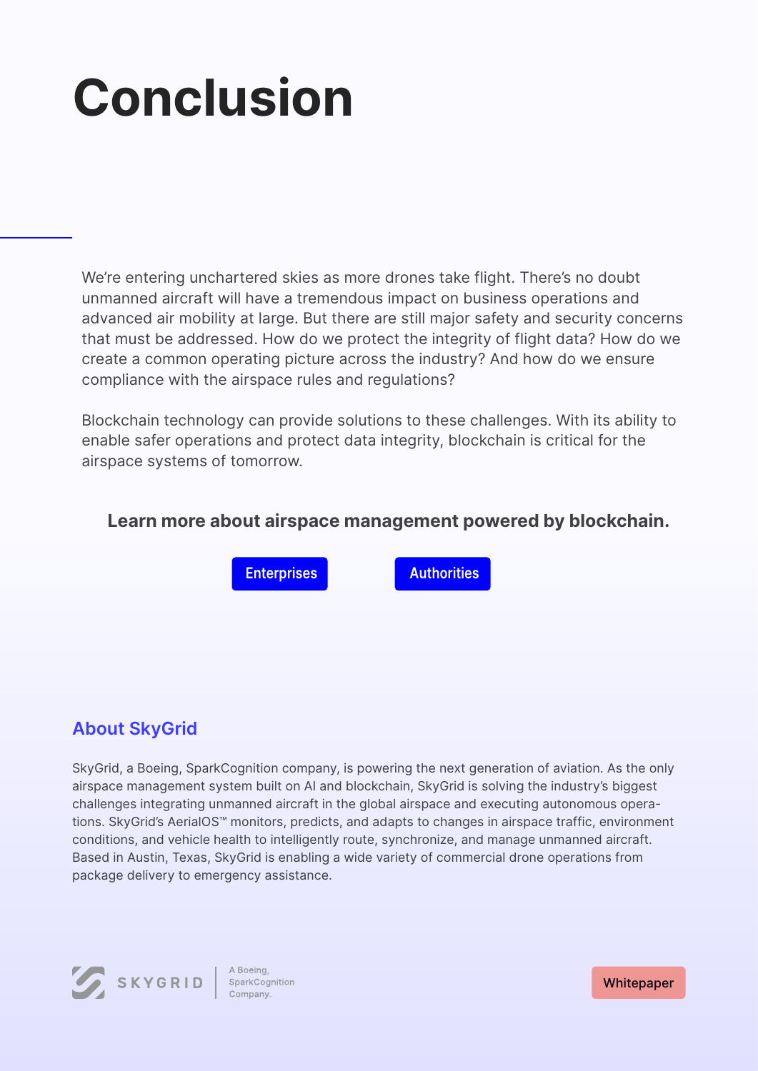# Conclusion

We're entering unchartered skies as more drones take flight. There's no doubt unmanned aircraft will have a tremendous impact on business operations and advanced air mobility at large. But there are still major safety and security concerns that must be addressed. How do we protect the integrity of flight data? How do we create a common operating picture across the industry? And how do we ensure compliance with the airspace rules and regulations?

Blockchain technology can provide solutions to these challenges. With its ability to enable safer operations and protect data integrity, blockchain is critical for the airspace systems of tomorrow.

**Learn more about airspace management powered by blockchain.**

Enterprises

Authorities

## About SkyGrid

SkyGrid, a Boeing, SparkCognition company, is powering the next generation of aviation. As the only airspace management system built on AI and blockchain, SkyGrid is solving the industry's biggest challenges integrating unmanned aircraft in the global airspace and executing autonomous operations. SkyGrid's AerialOS™ monitors, predicts, and adapts to changes in airspace traffic, environment conditions, and vehicle health to intelligently route, synchronize, and manage unmanned aircraft. Based in Austin, Texas, SkyGrid is enabling a wide variety of commercial drone operations from package delivery to emergency assistance.

SKYGRID | A Boeing, SparkCognition Company.

Whitepaper